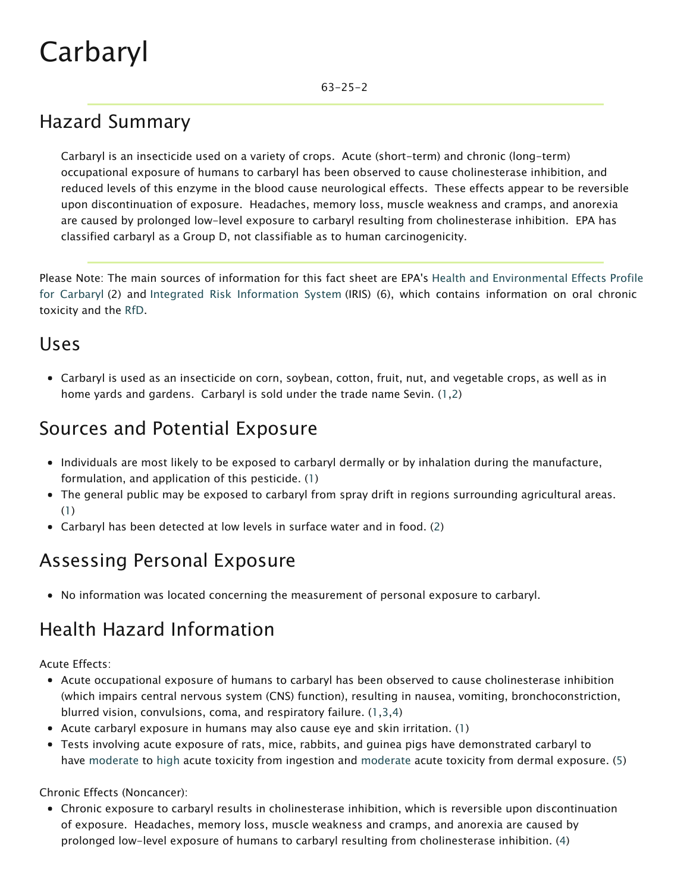# Carbaryl

63-25-2

## Hazard Summary

Carbaryl is an insecticide used on a variety of crops. Acute (short-term) and chronic (long-term) occupational exposure of humans to carbaryl has been observed to cause cholinesterase inhibition, and reduced levels of this enzyme in the blood cause neurological effects. These effects appear to be reversible upon discontinuation of exposure. Headaches, memory loss, muscle weakness and cramps, and anorexia are caused by prolonged low-level exposure to carbaryl resulting from cholinesterase inhibition. EPA has classified carbaryl as a Group D, not classifiable as to human carcinogenicity.

Please Note: The main sources of information for this fact sheet are EPA's Health and Environmental Effects Profile for Carbaryl (2) and Integrated Risk Information System (IRIS) (6), which contains information on oral chronic toxicity and the RfD.

## Uses

- Carbaryl is used as an insecticide on corn, soybean, cotton, fruit, nut, and vegetable crops, as well as in home yards and gardens. Carbaryl is sold under the trade name Sevin. (1,2)

## Sources and Potential Exposure

- Individuals are most likely to be exposed to carbaryl dermally or by inhalation during the manufacture, formulation, and application of this pesticide. (1)
- The general public may be exposed to carbaryl from spray drift in regions surrounding agricultural areas. (1)
- Carbaryl has been detected at low levels in surface water and in food. (2)

## Assessing Personal Exposure

- No information was located concerning the measurement of personal exposure to carbaryl.

## Health Hazard Information

Acute Effects:

- Acute occupational exposure of humans to carbaryl has been observed to cause cholinesterase inhibition (which impairs central nervous system (CNS) function), resulting in nausea, vomiting, bronchoconstriction, blurred vision, convulsions, coma, and respiratory failure. (1,3,4)
- Acute carbaryl exposure in humans may also cause eye and skin irritation. (1)
- Tests involving acute exposure of rats, mice, rabbits, and guinea pigs have demonstrated carbaryl to have moderate to high acute toxicity from ingestion and moderate acute toxicity from dermal exposure. (5)

Chronic Effects (Noncancer):

- Chronic exposure to carbaryl results in cholinesterase inhibition, which is reversible upon discontinuation of exposure. Headaches, memory loss, muscle weakness and cramps, and anorexia are caused by prolonged low-level exposure of humans to carbaryl resulting from cholinesterase inhibition. (4)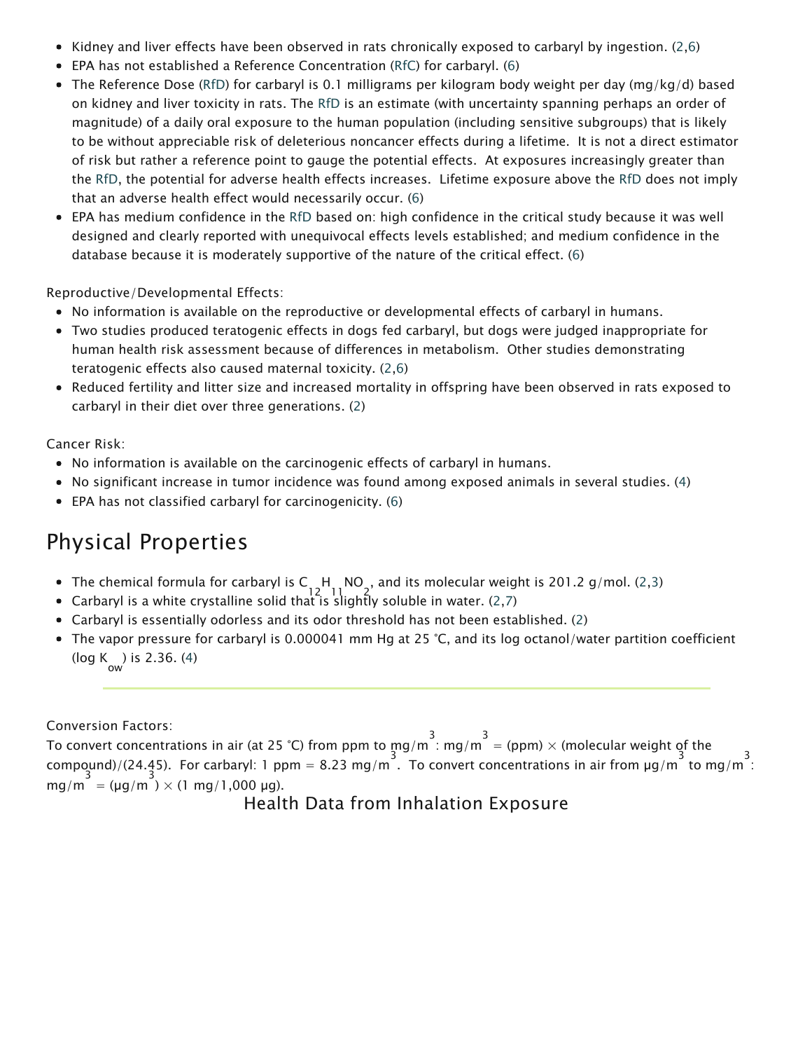- Kidney and liver effects have been observed in rats chronically exposed to carbaryl by ingestion. (2,6)
- EPA has not established a Reference Concentration (RfC) for carbaryl. (6)
- The Reference Dose (RfD) for carbaryl is 0.1 milligrams per kilogram body weight per day (mg/kg/d) based on kidney and liver toxicity in rats. The RfD is an estimate (with uncertainty spanning perhaps an order of magnitude) of a daily oral exposure to the human population (including sensitive subgroups) that is likely to be without appreciable risk of deleterious noncancer effects during a lifetime. It is not a direct estimator of risk but rather a reference point to gauge the potential effects. At exposures increasingly greater than the RfD, the potential for adverse health effects increases. Lifetime exposure above the RfD does not imply that an adverse health effect would necessarily occur. (6)
- EPA has medium confidence in the RfD based on: high confidence in the critical study because it was well designed and clearly reported with unequivocal effects levels established; and medium confidence in the database because it is moderately supportive of the nature of the critical effect. (6)

Reproductive/Developmental Effects:

- No information is available on the reproductive or developmental effects of carbaryl in humans.
- Two studies produced teratogenic effects in dogs fed carbaryl, but dogs were judged inappropriate for human health risk assessment because of differences in metabolism. Other studies demonstrating teratogenic effects also caused maternal toxicity. (2,6)
- Reduced fertility and litter size and increased mortality in offspring have been observed in rats exposed to carbaryl in their diet over three generations. (2)

Cancer Risk:

- No information is available on the carcinogenic effects of carbaryl in humans.
- No significant increase in tumor incidence was found among exposed animals in several studies. (4)
- EPA has not classified carbaryl for carcinogenicity. (6)

## Physical Properties

- The chemical formula for carbaryl is $C_{12}H_{11}NO_2$, and its molecular weight is 201.2 g/mol. (2,3)
- Carbaryl is a white crystalline solid that is slightly soluble in water. (2,7)
- Carbaryl is essentially odorless and its odor threshold has not been established. (2)
- The vapor pressure for carbaryl is 0.000041 mm Hg at 25 °C, and its log octanol/water partition coefficient (log $K_{ow}$) is 2.36. (4)

---

Conversion Factors:
To convert concentrations in air (at 25 °C) from ppm to $mg/m^3$: $mg/m^3$ = (ppm) × (molecular weight of the compound)/(24.45). For carbaryl: 1 ppm = 8.23 $mg/m^3$. To convert concentrations in air from $\mu g/m^3$ to $mg/m^3$: $mg/m^3$ = ($\mu g/m^3$) × (1 mg/1,000 μg).

Health Data from Inhalation Exposure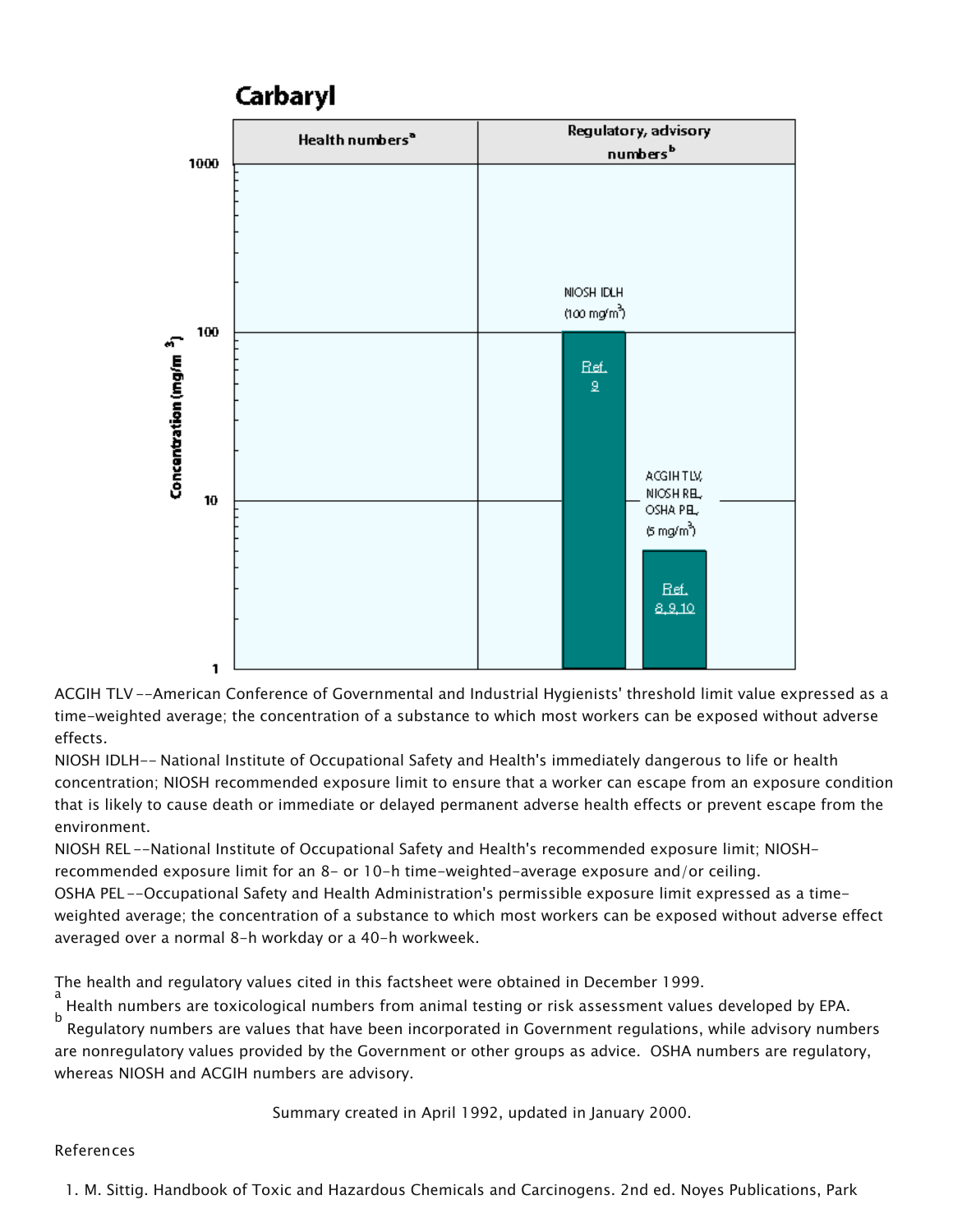# Carbaryl

| Health numbers[a] | Regulatory, advisory numbers[b] |
| --- | --- |
| | NIOSH IDLH (100 mg/m$^3$) Ref. 9 |
| | ACGIH TLV, NIOSH REL, OSHA PEL (5 mg/m$^3$) Ref. 8,9,10 |

Concentration (mg/m$^3$): 1, 10, 100, 1000

ACGIH TLV --American Conference of Governmental and Industrial Hygienists' threshold limit value expressed as a time-weighted average; the concentration of a substance to which most workers can be exposed without adverse effects.

NIOSH IDLH-- National Institute of Occupational Safety and Health's immediately dangerous to life or health concentration; NIOSH recommended exposure limit to ensure that a worker can escape from an exposure condition that is likely to cause death or immediate or delayed permanent adverse health effects or prevent escape from the environment.

NIOSH REL --National Institute of Occupational Safety and Health's recommended exposure limit; NIOSH-recommended exposure limit for an 8- or 10-h time-weighted-average exposure and/or ceiling.

OSHA PEL --Occupational Safety and Health Administration's permissible exposure limit expressed as a time-weighted average; the concentration of a substance to which most workers can be exposed without adverse effect averaged over a normal 8-h workday or a 40-h workweek.

The health and regulatory values cited in this factsheet were obtained in December 1999.

[a] Health numbers are toxicological numbers from animal testing or risk assessment values developed by EPA.

[b] Regulatory numbers are values that have been incorporated in Government regulations, while advisory numbers are nonregulatory values provided by the Government or other groups as advice. OSHA numbers are regulatory, whereas NIOSH and ACGIH numbers are advisory.

Summary created in April 1992, updated in January 2000.

References

1. M. Sittig. Handbook of Toxic and Hazardous Chemicals and Carcinogens. 2nd ed. Noyes Publications, Park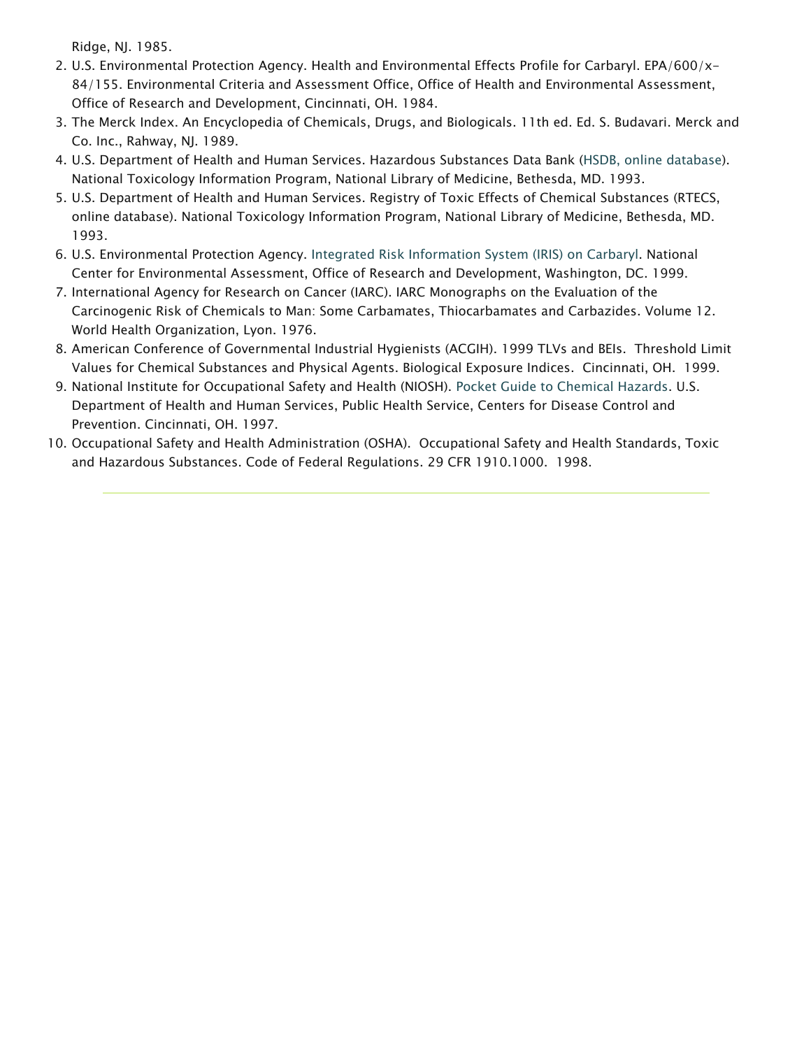Ridge, NJ. 1985.

2. U.S. Environmental Protection Agency. Health and Environmental Effects Profile for Carbaryl. EPA/600/x-84/155. Environmental Criteria and Assessment Office, Office of Health and Environmental Assessment, Office of Research and Development, Cincinnati, OH. 1984.
3. The Merck Index. An Encyclopedia of Chemicals, Drugs, and Biologicals. 11th ed. Ed. S. Budavari. Merck and Co. Inc., Rahway, NJ. 1989.
4. U.S. Department of Health and Human Services. Hazardous Substances Data Bank (HSDB, online database). National Toxicology Information Program, National Library of Medicine, Bethesda, MD. 1993.
5. U.S. Department of Health and Human Services. Registry of Toxic Effects of Chemical Substances (RTECS, online database). National Toxicology Information Program, National Library of Medicine, Bethesda, MD. 1993.
6. U.S. Environmental Protection Agency. Integrated Risk Information System (IRIS) on Carbaryl. National Center for Environmental Assessment, Office of Research and Development, Washington, DC. 1999.
7. International Agency for Research on Cancer (IARC). IARC Monographs on the Evaluation of the Carcinogenic Risk of Chemicals to Man: Some Carbamates, Thiocarbamates and Carbazides. Volume 12. World Health Organization, Lyon. 1976.
8. American Conference of Governmental Industrial Hygienists (ACGIH). 1999 TLVs and BEIs. Threshold Limit Values for Chemical Substances and Physical Agents. Biological Exposure Indices. Cincinnati, OH. 1999.
9. National Institute for Occupational Safety and Health (NIOSH). Pocket Guide to Chemical Hazards. U.S. Department of Health and Human Services, Public Health Service, Centers for Disease Control and Prevention. Cincinnati, OH. 1997.
10. Occupational Safety and Health Administration (OSHA). Occupational Safety and Health Standards, Toxic and Hazardous Substances. Code of Federal Regulations. 29 CFR 1910.1000. 1998.